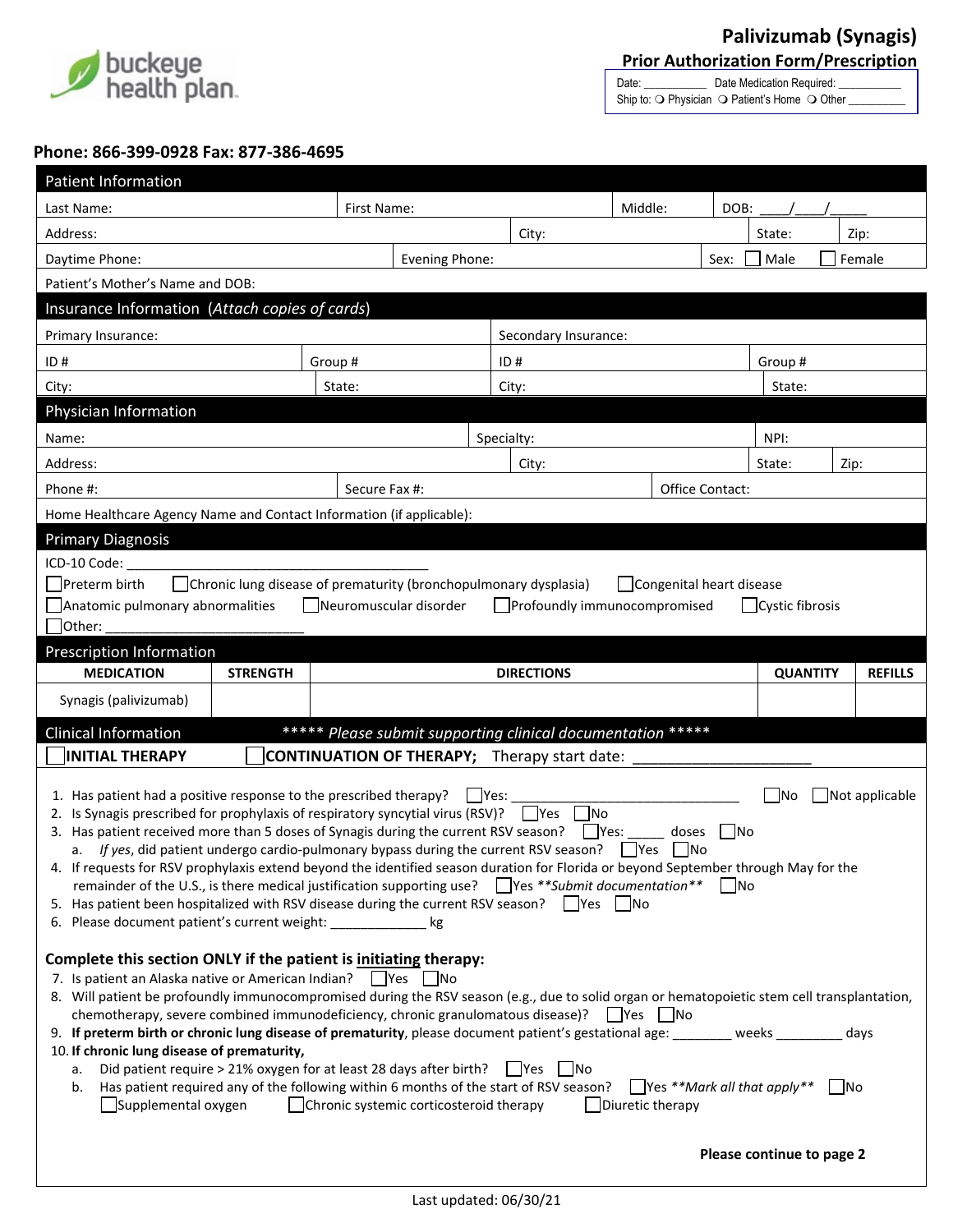buckeye health plan

# Palivizumab (Synagis)

## Prior Authorization Form/Prescription

Date: ___________ Date Medication Required: ___________
Ship to: ❍ Physician ❍ Patient's Home ❍ Other __________

**Phone: 866-399-0928 Fax: 877-386-4695**

## Patient Information

| Last Name: | First Name: | Middle: | DOB: ____/____/_____ |
|---|---|---|---|
| Address: | City: | State: | Zip: |
| Daytime Phone: | Evening Phone: | Sex: ☐ Male ☐ Female | |
| Patient's Mother's Name and DOB: | | | |

## Insurance Information (*Attach copies of cards*)

| Primary Insurance: | | Secondary Insurance: | |
|---|---|---|---|
| ID # | Group # | ID # | Group # |
| City: | State: | City: | State: |

## Physician Information

| Name: | Specialty: | NPI: |
|---|---|---|
| Address: | City: | State: Zip: |
| Phone #: | Secure Fax #: | Office Contact: |
| Home Healthcare Agency Name and Contact Information (if applicable): | | |

## Primary Diagnosis

ICD-10 Code: ________________________________________

☐ Preterm birth ☐ Chronic lung disease of prematurity (bronchopulmonary dysplasia) ☐ Congenital heart disease
☐ Anatomic pulmonary abnormalities ☐ Neuromuscular disorder ☐ Profoundly immunocompromised ☐ Cystic fibrosis
☐ Other: __________________________

## Prescription Information

| MEDICATION | STRENGTH | DIRECTIONS | QUANTITY | REFILLS |
|---|---|---|---|---|
| Synagis (palivizumab) | | | | |

## Clinical Information

***** *Please submit supporting clinical documentation* *****

☐ **INITIAL THERAPY** ☐ **CONTINUATION OF THERAPY;** Therapy start date: ____________________

1. Has patient had a positive response to the prescribed therapy? ☐ Yes: ______________________________ ☐ No ☐ Not applicable
2. Is Synagis prescribed for prophylaxis of respiratory syncytial virus (RSV)? ☐ Yes ☐ No
3. Has patient received more than 5 doses of Synagis during the current RSV season? ☐ Yes: _____ doses ☐ No
   a. *If yes*, did patient undergo cardio-pulmonary bypass during the current RSV season? ☐ Yes ☐ No
4. If requests for RSV prophylaxis extend beyond the identified season duration for Florida or beyond September through May for the remainder of the U.S., is there medical justification supporting use? ☐ Yes ***Submit documentation*** ☐ No
5. Has patient been hospitalized with RSV disease during the current RSV season? ☐ Yes ☐ No
6. Please document patient's current weight: _____________ kg

**Complete this section ONLY if the patient is <u>initiating</u> therapy:**

7. Is patient an Alaska native or American Indian? ☐ Yes ☐ No
8. Will patient be profoundly immunocompromised during the RSV season (e.g., due to solid organ or hematopoietic stem cell transplantation, chemotherapy, severe combined immunodeficiency, chronic granulomatous disease)? ☐ Yes ☐ No
9. **If preterm birth or chronic lung disease of prematurity**, please document patient's gestational age: ________ weeks _________ days
10. **If chronic lung disease of prematurity,**
    a. Did patient require > 21% oxygen for at least 28 days after birth? ☐ Yes ☐ No
    b. Has patient required any of the following within 6 months of the start of RSV season? ☐ Yes ***Mark all that apply*** ☐ No
       ☐ Supplemental oxygen ☐ Chronic systemic corticosteroid therapy ☐ Diuretic therapy

**Please continue to page 2**

Last updated: 06/30/21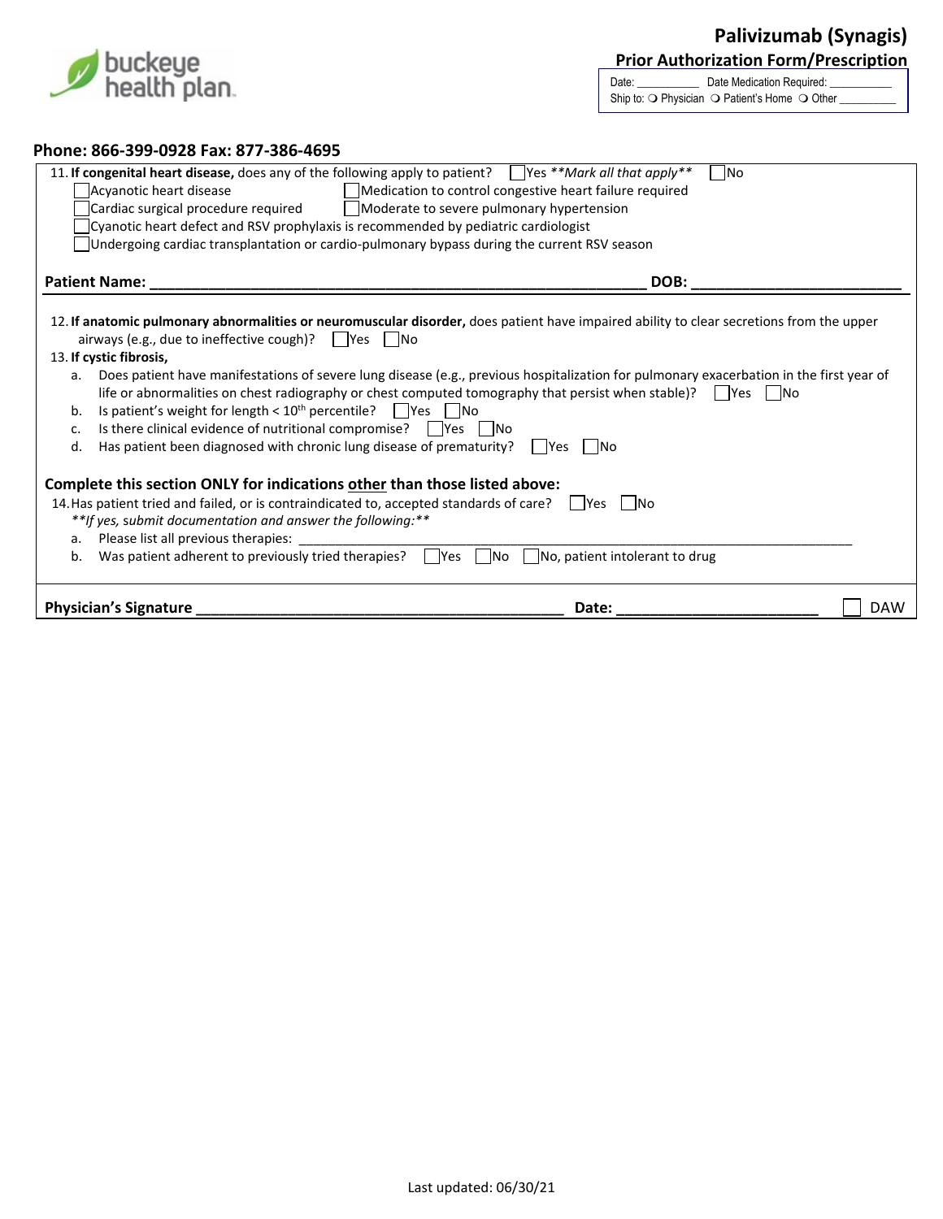# Palivizumab (Synagis)

## Prior Authorization Form/Prescription

Date: ___________ Date Medication Required: ___________

Ship to: ❍ Physician ❍ Patient's Home ❍ Other __________

**Phone: 866-399-0928 Fax: 877-386-4695**

11. **If congenital heart disease,** does any of the following apply to patient? ☐ Yes *\*\*Mark all that apply\*\** ☐ No
    - ☐ Acyanotic heart disease
    - ☐ Medication to control congestive heart failure required
    - ☐ Cardiac surgical procedure required
    - ☐ Moderate to severe pulmonary hypertension
    - ☐ Cyanotic heart defect and RSV prophylaxis is recommended by pediatric cardiologist
    - ☐ Undergoing cardiac transplantation or cardio-pulmonary bypass during the current RSV season

**Patient Name: ____________________________________________________________ DOB: ________________________**

12. **If anatomic pulmonary abnormalities or neuromuscular disorder,** does patient have impaired ability to clear secretions from the upper airways (e.g., due to ineffective cough)? ☐ Yes ☐ No
13. **If cystic fibrosis,**
    a. Does patient have manifestations of severe lung disease (e.g., previous hospitalization for pulmonary exacerbation in the first year of life or abnormalities on chest radiography or chest computed tomography that persist when stable)? ☐ Yes ☐ No
    b. Is patient's weight for length < $10^{th}$ percentile? ☐ Yes ☐ No
    c. Is there clinical evidence of nutritional compromise? ☐ Yes ☐ No
    d. Has patient been diagnosed with chronic lung disease of prematurity? ☐ Yes ☐ No

**Complete this section ONLY for indications <u>other</u> than those listed above:**

14. Has patient tried and failed, or is contraindicated to, accepted standards of care? ☐ Yes ☐ No
    *\*\*If yes, submit documentation and answer the following:\*\**
    a. Please list all previous therapies: ______________________________________________________________________________
    b. Was patient adherent to previously tried therapies? ☐ Yes ☐ No ☐ No, patient intolerant to drug

**Physician's Signature _____________________________________________ Date: ________________________** ☐ DAW

Last updated: 06/30/21